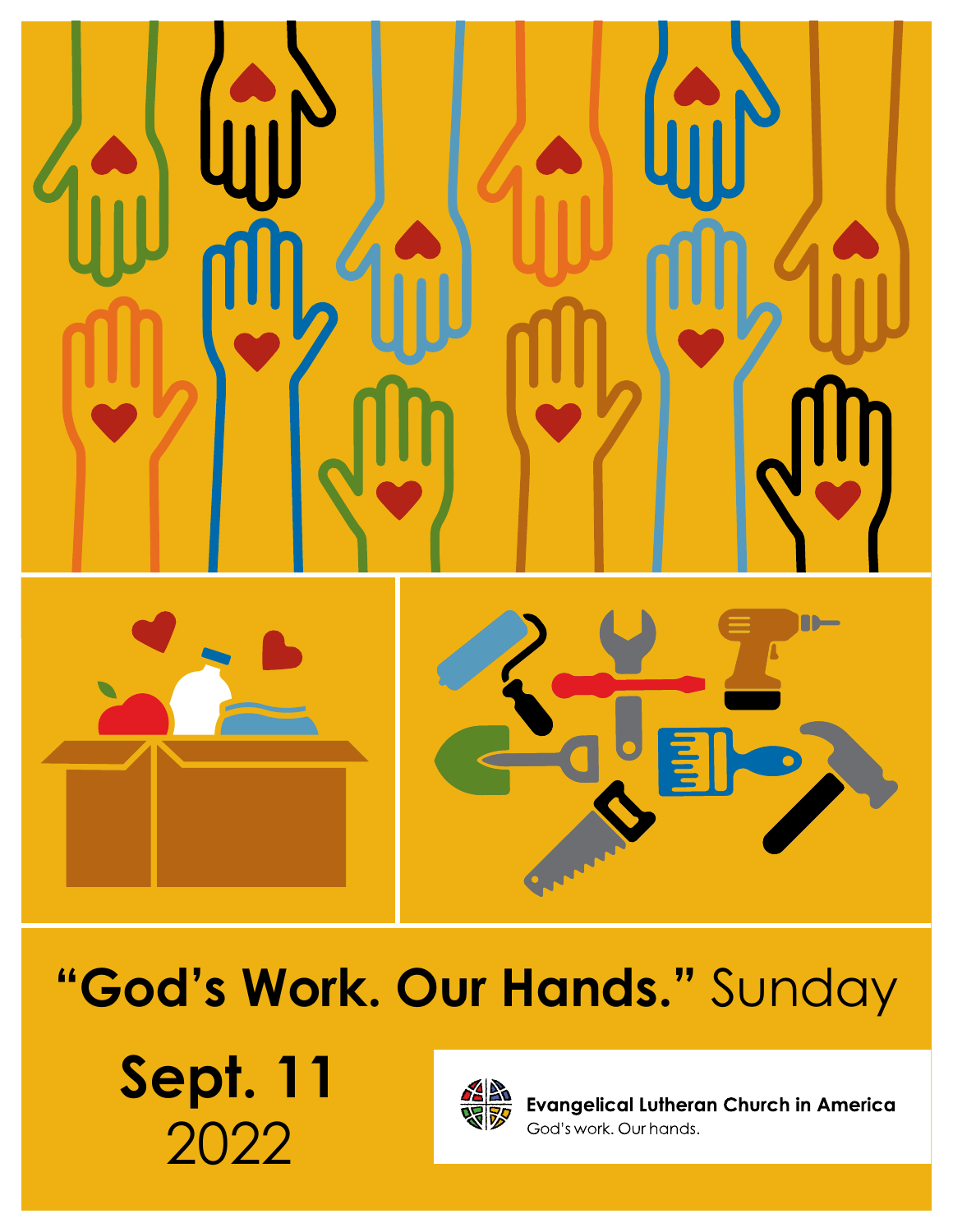# "God's Work. Our Hands." Sunday

**Sept. 11**
2022

**Evangelical Lutheran Church in America**
God's work. Our hands.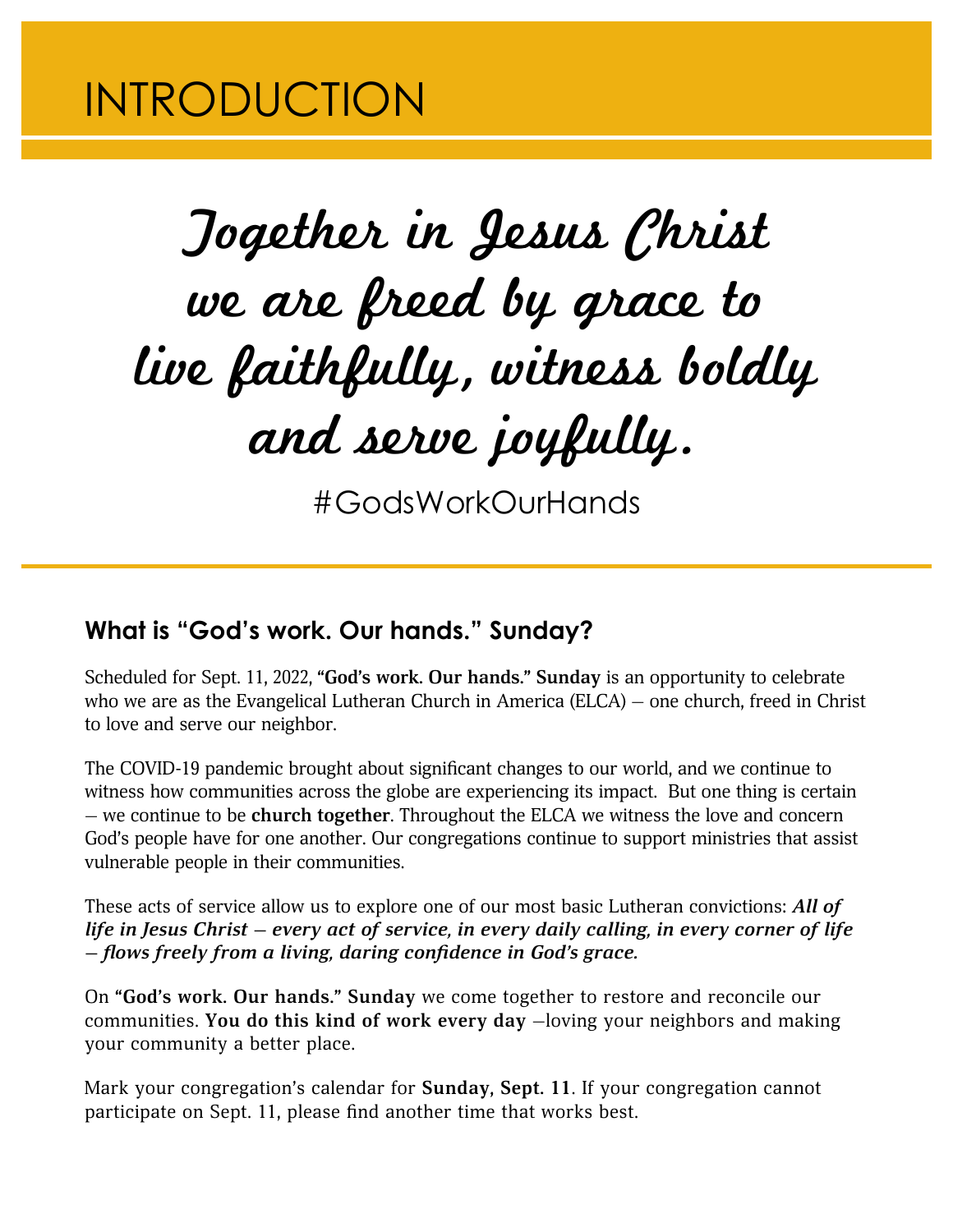# INTRODUCTION

Together in Jesus Christ
we are freed by grace to
live faithfully, witness boldly
and serve joyfully.

#GodsWorkOurHands

## What is "God's work. Our hands." Sunday?

Scheduled for Sept. 11, 2022, **"God's work. Our hands." Sunday** is an opportunity to celebrate who we are as the Evangelical Lutheran Church in America (ELCA) — one church, freed in Christ to love and serve our neighbor.

The COVID-19 pandemic brought about significant changes to our world, and we continue to witness how communities across the globe are experiencing its impact. But one thing is certain — we continue to be **church together**. Throughout the ELCA we witness the love and concern God's people have for one another. Our congregations continue to support ministries that assist vulnerable people in their communities.

These acts of service allow us to explore one of our most basic Lutheran convictions: ***All of life in Jesus Christ — every act of service, in every daily calling, in every corner of life — flows freely from a living, daring confidence in God's grace.***

On **"God's work. Our hands." Sunday** we come together to restore and reconcile our communities. **You do this kind of work every day** —loving your neighbors and making your community a better place.

Mark your congregation's calendar for **Sunday, Sept. 11**. If your congregation cannot participate on Sept. 11, please find another time that works best.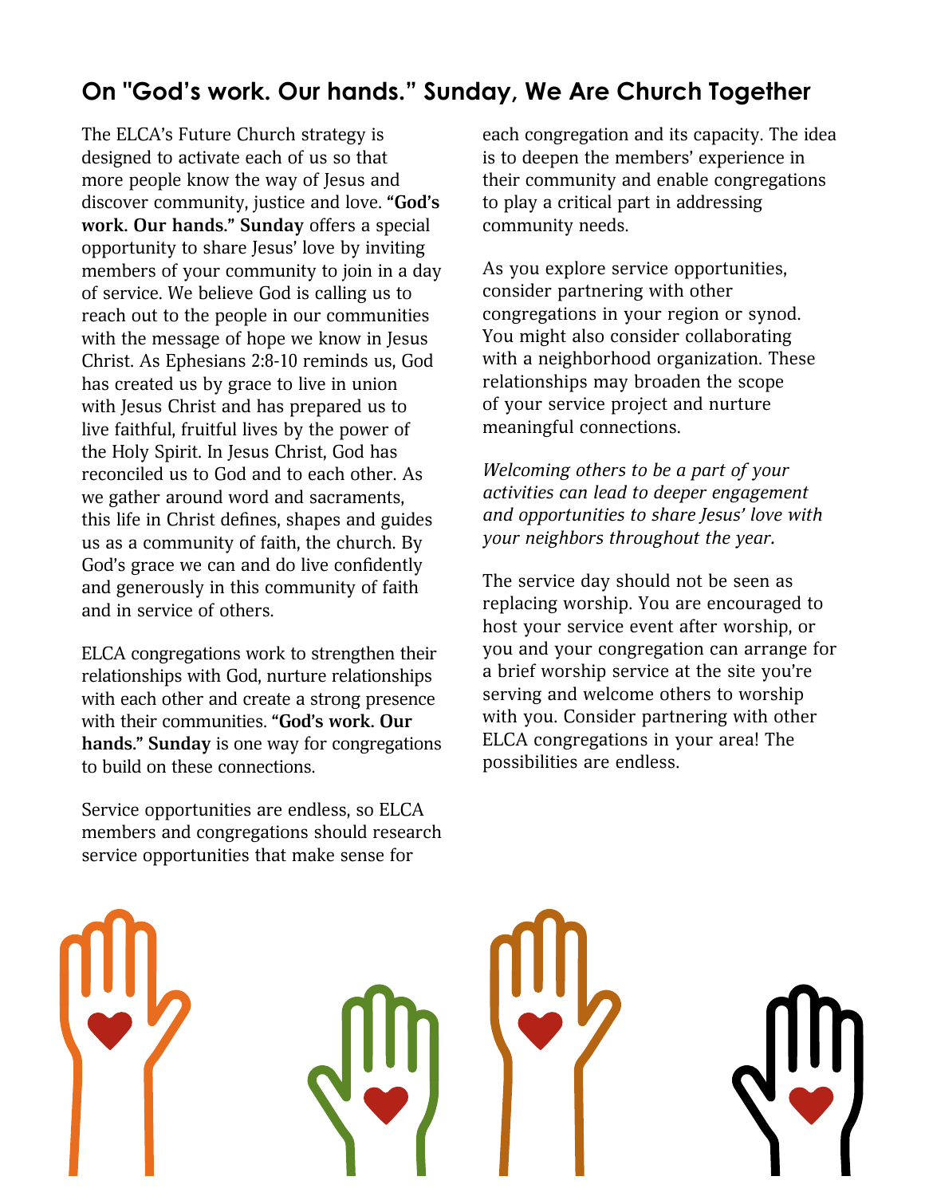## On "God's work. Our hands." Sunday, We Are Church Together

The ELCA's Future Church strategy is designed to activate each of us so that more people know the way of Jesus and discover community, justice and love. **"God's work. Our hands." Sunday** offers a special opportunity to share Jesus' love by inviting members of your community to join in a day of service. We believe God is calling us to reach out to the people in our communities with the message of hope we know in Jesus Christ. As Ephesians 2:8-10 reminds us, God has created us by grace to live in union with Jesus Christ and has prepared us to live faithful, fruitful lives by the power of the Holy Spirit. In Jesus Christ, God has reconciled us to God and to each other. As we gather around word and sacraments, this life in Christ defines, shapes and guides us as a community of faith, the church. By God's grace we can and do live confidently and generously in this community of faith and in service of others.

ELCA congregations work to strengthen their relationships with God, nurture relationships with each other and create a strong presence with their communities. **"God's work. Our hands." Sunday** is one way for congregations to build on these connections.

Service opportunities are endless, so ELCA members and congregations should research service opportunities that make sense for each congregation and its capacity. The idea is to deepen the members' experience in their community and enable congregations to play a critical part in addressing community needs.

As you explore service opportunities, consider partnering with other congregations in your region or synod. You might also consider collaborating with a neighborhood organization. These relationships may broaden the scope of your service project and nurture meaningful connections.

*Welcoming others to be a part of your activities can lead to deeper engagement and opportunities to share Jesus' love with your neighbors throughout the year.*

The service day should not be seen as replacing worship. You are encouraged to host your service event after worship, or you and your congregation can arrange for a brief worship service at the site you're serving and welcome others to worship with you. Consider partnering with other ELCA congregations in your area! The possibilities are endless.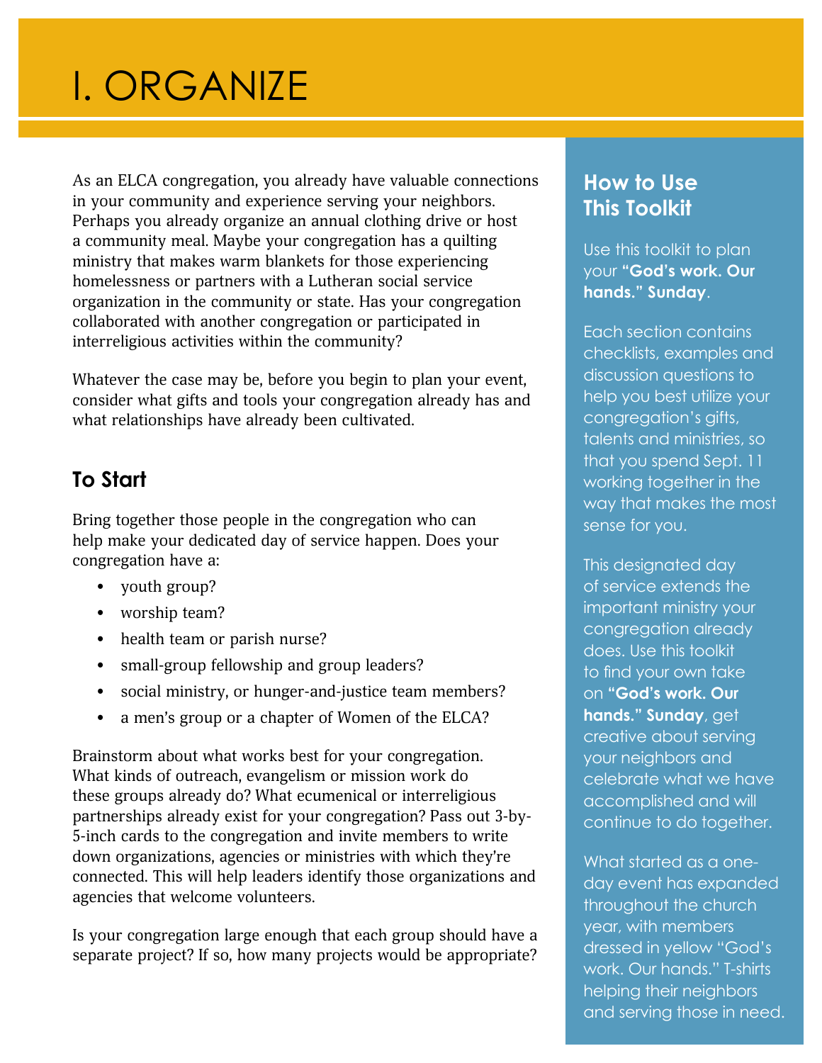# I. ORGANIZE

As an ELCA congregation, you already have valuable connections in your community and experience serving your neighbors. Perhaps you already organize an annual clothing drive or host a community meal. Maybe your congregation has a quilting ministry that makes warm blankets for those experiencing homelessness or partners with a Lutheran social service organization in the community or state. Has your congregation collaborated with another congregation or participated in interreligious activities within the community?

Whatever the case may be, before you begin to plan your event, consider what gifts and tools your congregation already has and what relationships have already been cultivated.

## To Start

Bring together those people in the congregation who can help make your dedicated day of service happen. Does your congregation have a:

- youth group?
- worship team?
- health team or parish nurse?
- small-group fellowship and group leaders?
- social ministry, or hunger-and-justice team members?
- a men's group or a chapter of Women of the ELCA?

Brainstorm about what works best for your congregation. What kinds of outreach, evangelism or mission work do these groups already do? What ecumenical or interreligious partnerships already exist for your congregation? Pass out 3-by-5-inch cards to the congregation and invite members to write down organizations, agencies or ministries with which they're connected. This will help leaders identify those organizations and agencies that welcome volunteers.

Is your congregation large enough that each group should have a separate project? If so, how many projects would be appropriate?

## How to Use This Toolkit

Use this toolkit to plan your **"God's work. Our hands." Sunday**.

Each section contains checklists, examples and discussion questions to help you best utilize your congregation's gifts, talents and ministries, so that you spend Sept. 11 working together in the way that makes the most sense for you.

This designated day of service extends the important ministry your congregation already does. Use this toolkit to find your own take on **"God's work. Our hands." Sunday**, get creative about serving your neighbors and celebrate what we have accomplished and will continue to do together.

What started as a one-day event has expanded throughout the church year, with members dressed in yellow "God's work. Our hands." T-shirts helping their neighbors and serving those in need.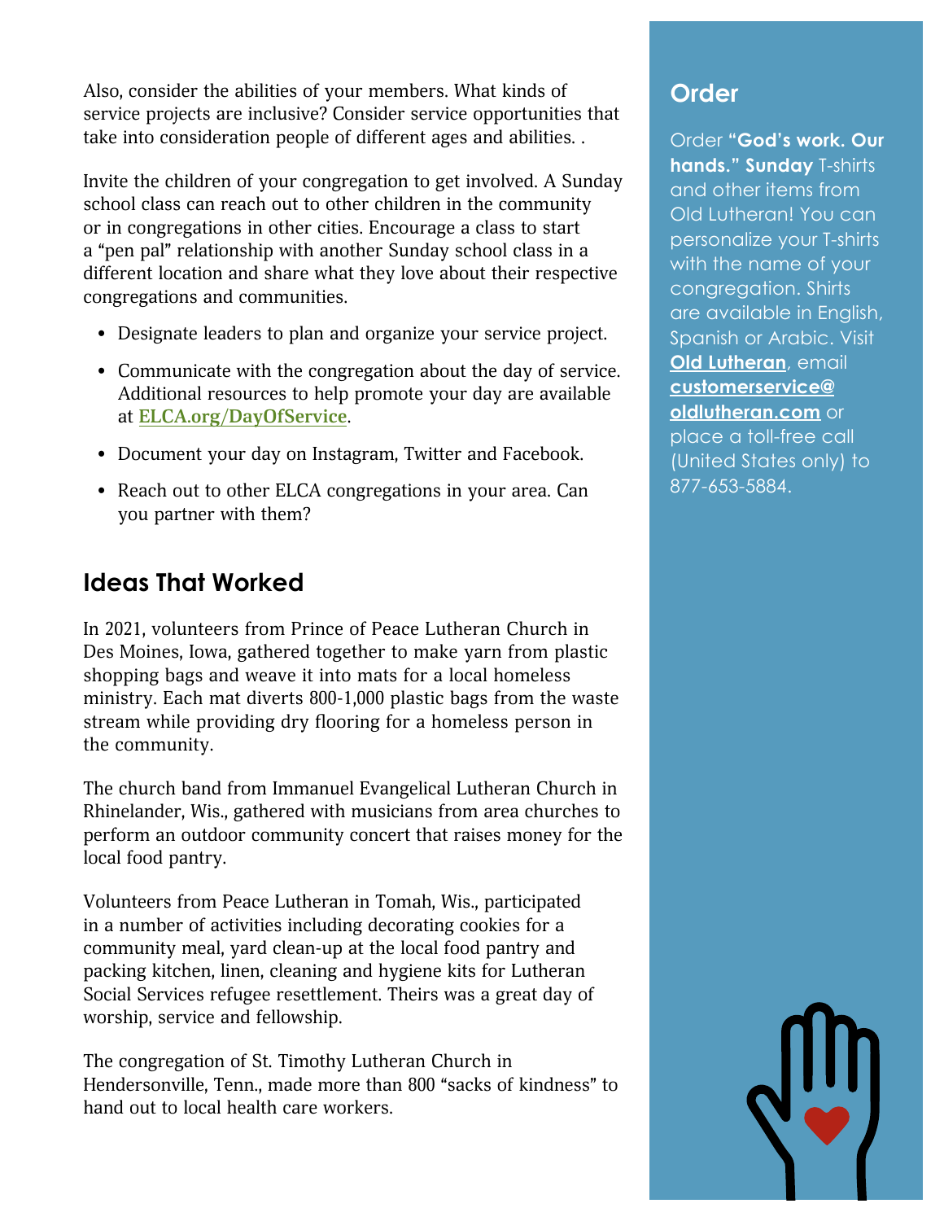Also, consider the abilities of your members. What kinds of service projects are inclusive? Consider service opportunities that take into consideration people of different ages and abilities. .

Invite the children of your congregation to get involved. A Sunday school class can reach out to other children in the community or in congregations in other cities. Encourage a class to start a "pen pal" relationship with another Sunday school class in a different location and share what they love about their respective congregations and communities.

- Designate leaders to plan and organize your service project.
- Communicate with the congregation about the day of service. Additional resources to help promote your day are available at **ELCA.org/DayOfService**.
- Document your day on Instagram, Twitter and Facebook.
- Reach out to other ELCA congregations in your area. Can you partner with them?

## Ideas That Worked

In 2021, volunteers from Prince of Peace Lutheran Church in Des Moines, Iowa, gathered together to make yarn from plastic shopping bags and weave it into mats for a local homeless ministry. Each mat diverts 800-1,000 plastic bags from the waste stream while providing dry flooring for a homeless person in the community.

The church band from Immanuel Evangelical Lutheran Church in Rhinelander, Wis., gathered with musicians from area churches to perform an outdoor community concert that raises money for the local food pantry.

Volunteers from Peace Lutheran in Tomah, Wis., participated in a number of activities including decorating cookies for a community meal, yard clean-up at the local food pantry and packing kitchen, linen, cleaning and hygiene kits for Lutheran Social Services refugee resettlement. Theirs was a great day of worship, service and fellowship.

The congregation of St. Timothy Lutheran Church in Hendersonville, Tenn., made more than 800 "sacks of kindness" to hand out to local health care workers.

## Order

Order **"God's work. Our hands." Sunday** T-shirts and other items from Old Lutheran! You can personalize your T-shirts with the name of your congregation. Shirts are available in English, Spanish or Arabic. Visit **Old Lutheran**, email **customerservice@oldlutheran.com** or place a toll-free call (United States only) to 877-653-5884.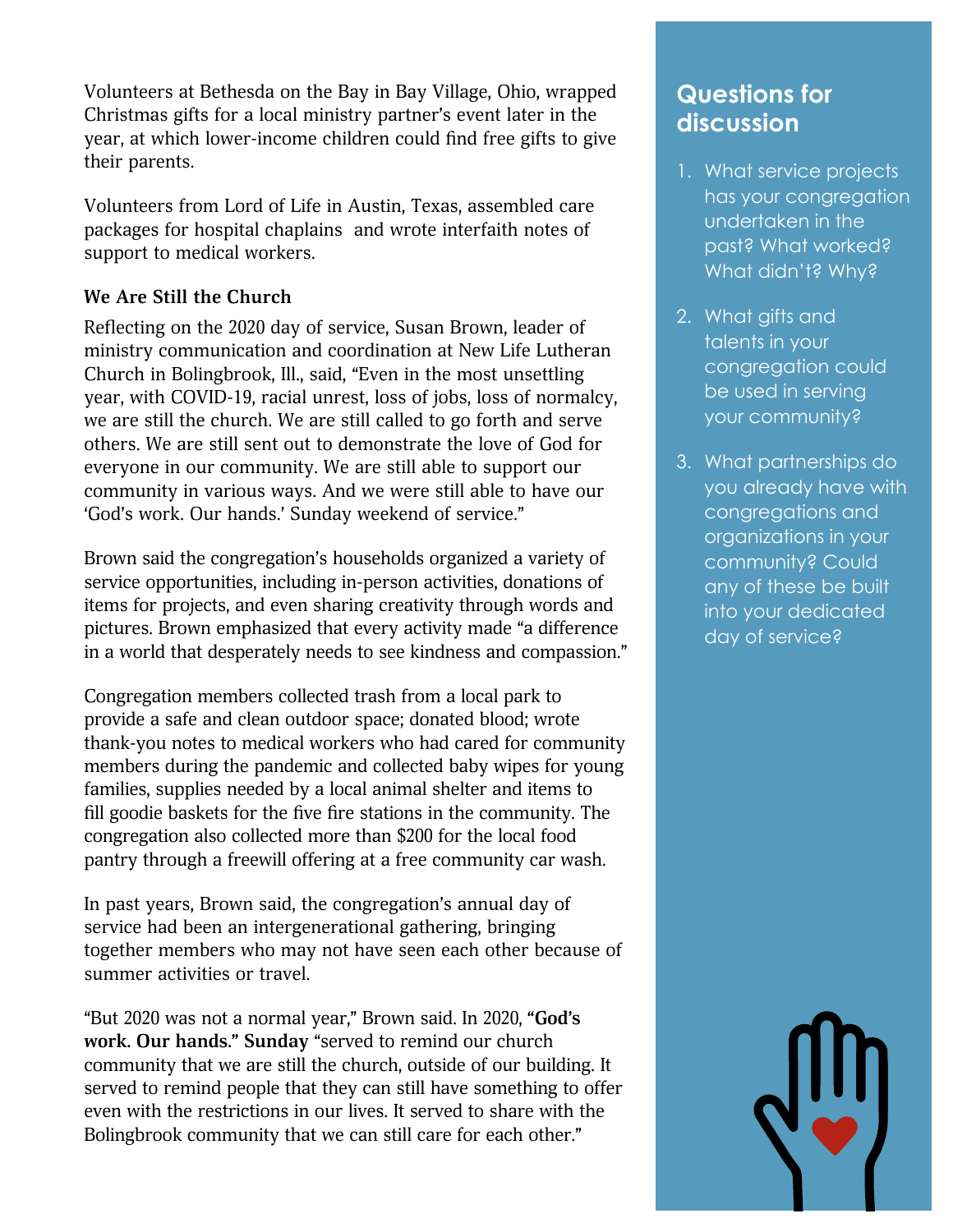Volunteers at Bethesda on the Bay in Bay Village, Ohio, wrapped Christmas gifts for a local ministry partner's event later in the year, at which lower-income children could find free gifts to give their parents.

Volunteers from Lord of Life in Austin, Texas, assembled care packages for hospital chaplains and wrote interfaith notes of support to medical workers.

### We Are Still the Church

Reflecting on the 2020 day of service, Susan Brown, leader of ministry communication and coordination at New Life Lutheran Church in Bolingbrook, Ill., said, "Even in the most unsettling year, with COVID-19, racial unrest, loss of jobs, loss of normalcy, we are still the church. We are still called to go forth and serve others. We are still sent out to demonstrate the love of God for everyone in our community. We are still able to support our community in various ways. And we were still able to have our 'God's work. Our hands.' Sunday weekend of service."

Brown said the congregation's households organized a variety of service opportunities, including in-person activities, donations of items for projects, and even sharing creativity through words and pictures. Brown emphasized that every activity made "a difference in a world that desperately needs to see kindness and compassion."

Congregation members collected trash from a local park to provide a safe and clean outdoor space; donated blood; wrote thank-you notes to medical workers who had cared for community members during the pandemic and collected baby wipes for young families, supplies needed by a local animal shelter and items to fill goodie baskets for the five fire stations in the community. The congregation also collected more than $200 for the local food pantry through a freewill offering at a free community car wash.

In past years, Brown said, the congregation's annual day of service had been an intergenerational gathering, bringing together members who may not have seen each other because of summer activities or travel.

"But 2020 was not a normal year," Brown said. In 2020, **"God's work. Our hands." Sunday** "served to remind our church community that we are still the church, outside of our building. It served to remind people that they can still have something to offer even with the restrictions in our lives. It served to share with the Bolingbrook community that we can still care for each other."

## Questions for discussion

1. What service projects has your congregation undertaken in the past? What worked? What didn't? Why?
2. What gifts and talents in your congregation could be used in serving your community?
3. What partnerships do you already have with congregations and organizations in your community? Could any of these be built into your dedicated day of service?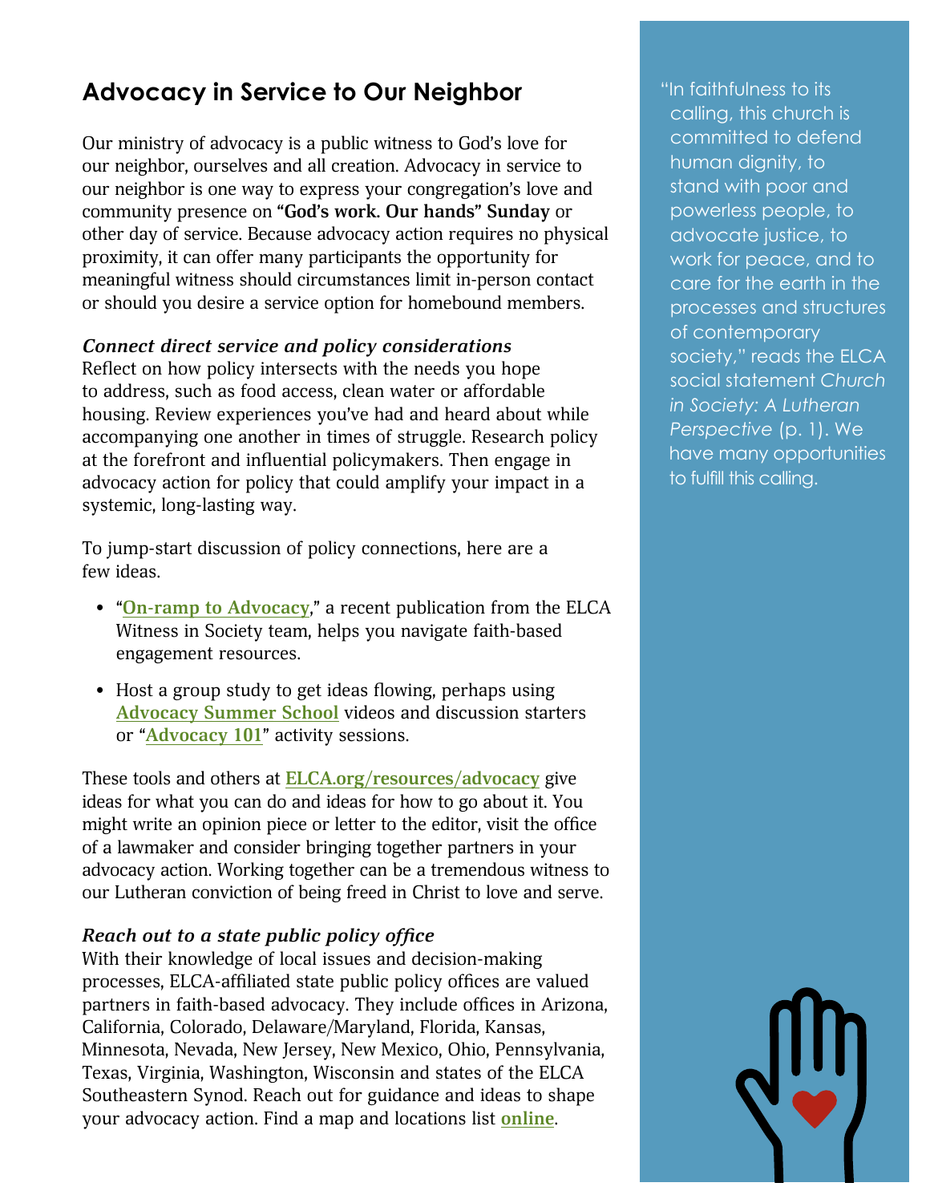## Advocacy in Service to Our Neighbor

Our ministry of advocacy is a public witness to God's love for our neighbor, ourselves and all creation. Advocacy in service to our neighbor is one way to express your congregation's love and community presence on **"God's work. Our hands" Sunday** or other day of service. Because advocacy action requires no physical proximity, it can offer many participants the opportunity for meaningful witness should circumstances limit in-person contact or should you desire a service option for homebound members.

***Connect direct service and policy considerations***

Reflect on how policy intersects with the needs you hope to address, such as food access, clean water or affordable housing. Review experiences you've had and heard about while accompanying one another in times of struggle. Research policy at the forefront and influential policymakers. Then engage in advocacy action for policy that could amplify your impact in a systemic, long-lasting way.

To jump-start discussion of policy connections, here are a few ideas.

- "**On-ramp to Advocacy**," a recent publication from the ELCA Witness in Society team, helps you navigate faith-based engagement resources.
- Host a group study to get ideas flowing, perhaps using **Advocacy Summer School** videos and discussion starters or "**Advocacy 101**" activity sessions.

These tools and others at **ELCA.org/resources/advocacy** give ideas for what you can do and ideas for how to go about it. You might write an opinion piece or letter to the editor, visit the office of a lawmaker and consider bringing together partners in your advocacy action. Working together can be a tremendous witness to our Lutheran conviction of being freed in Christ to love and serve.

***Reach out to a state public policy office***

With their knowledge of local issues and decision-making processes, ELCA-affiliated state public policy offices are valued partners in faith-based advocacy. They include offices in Arizona, California, Colorado, Delaware/Maryland, Florida, Kansas, Minnesota, Nevada, New Jersey, New Mexico, Ohio, Pennsylvania, Texas, Virginia, Washington, Wisconsin and states of the ELCA Southeastern Synod. Reach out for guidance and ideas to shape your advocacy action. Find a map and locations list **online**.

"In faithfulness to its calling, this church is committed to defend human dignity, to stand with poor and powerless people, to advocate justice, to work for peace, and to care for the earth in the processes and structures of contemporary society," reads the ELCA social statement *Church in Society: A Lutheran Perspective* (p. 1). We have many opportunities to fulfill this calling.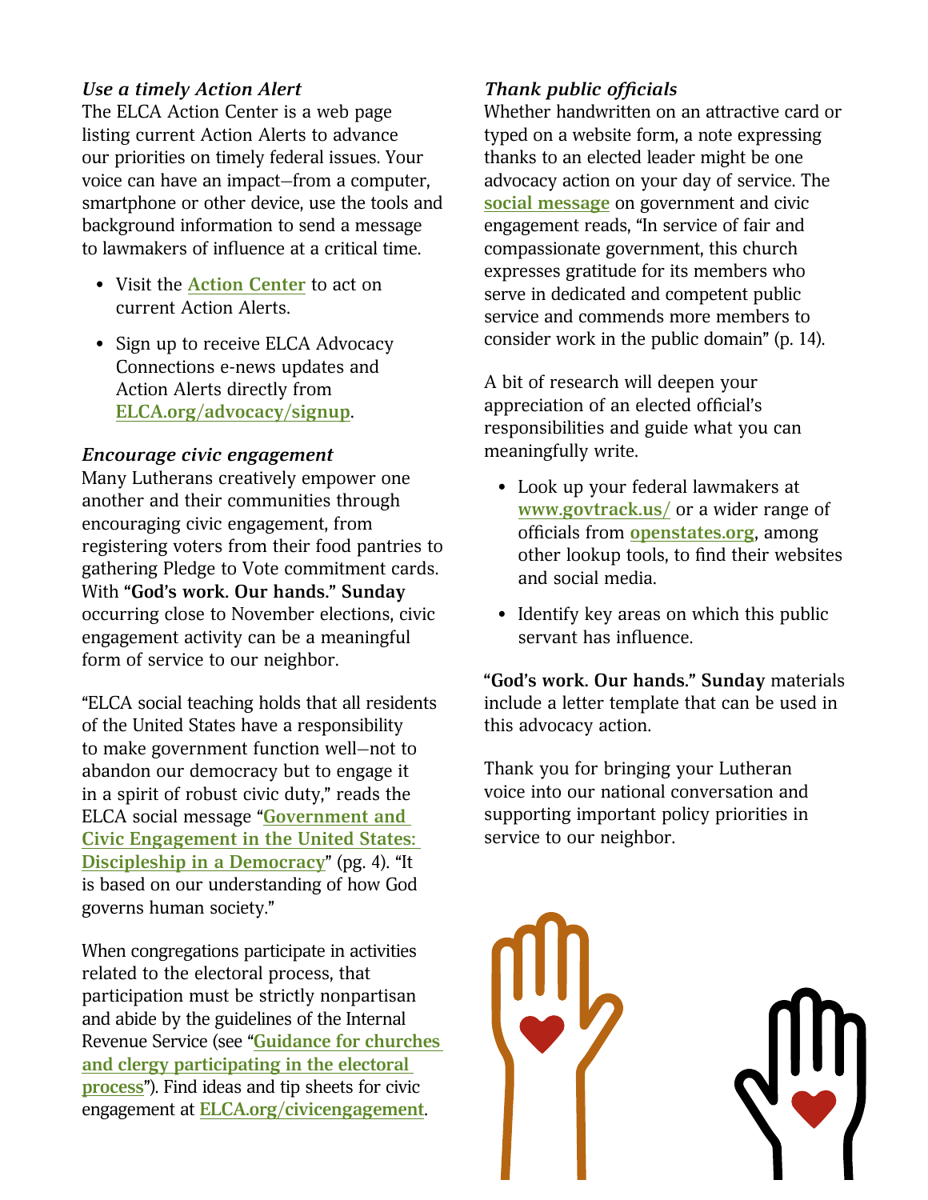### *Use a timely Action Alert*

The ELCA Action Center is a web page listing current Action Alerts to advance our priorities on timely federal issues. Your voice can have an impact—from a computer, smartphone or other device, use the tools and background information to send a message to lawmakers of influence at a critical time.

- Visit the **Action Center** to act on current Action Alerts.
- Sign up to receive ELCA Advocacy Connections e-news updates and Action Alerts directly from **ELCA.org/advocacy/signup**.

### *Encourage civic engagement*

Many Lutherans creatively empower one another and their communities through encouraging civic engagement, from registering voters from their food pantries to gathering Pledge to Vote commitment cards. With **"God's work. Our hands." Sunday** occurring close to November elections, civic engagement activity can be a meaningful form of service to our neighbor.

"ELCA social teaching holds that all residents of the United States have a responsibility to make government function well—not to abandon our democracy but to engage it in a spirit of robust civic duty," reads the ELCA social message "**Government and Civic Engagement in the United States: Discipleship in a Democracy**" (pg. 4). "It is based on our understanding of how God governs human society."

When congregations participate in activities related to the electoral process, that participation must be strictly nonpartisan and abide by the guidelines of the Internal Revenue Service (see "**Guidance for churches and clergy participating in the electoral process**"). Find ideas and tip sheets for civic engagement at **ELCA.org/civicengagement**.

### *Thank public officials*

Whether handwritten on an attractive card or typed on a website form, a note expressing thanks to an elected leader might be one advocacy action on your day of service. The **social message** on government and civic engagement reads, "In service of fair and compassionate government, this church expresses gratitude for its members who serve in dedicated and competent public service and commends more members to consider work in the public domain" (p. 14).

A bit of research will deepen your appreciation of an elected official's responsibilities and guide what you can meaningfully write.

- Look up your federal lawmakers at **www.govtrack.us/** or a wider range of officials from **openstates.org**, among other lookup tools, to find their websites and social media.
- Identify key areas on which this public servant has influence.

**"God's work. Our hands." Sunday** materials include a letter template that can be used in this advocacy action.

Thank you for bringing your Lutheran voice into our national conversation and supporting important policy priorities in service to our neighbor.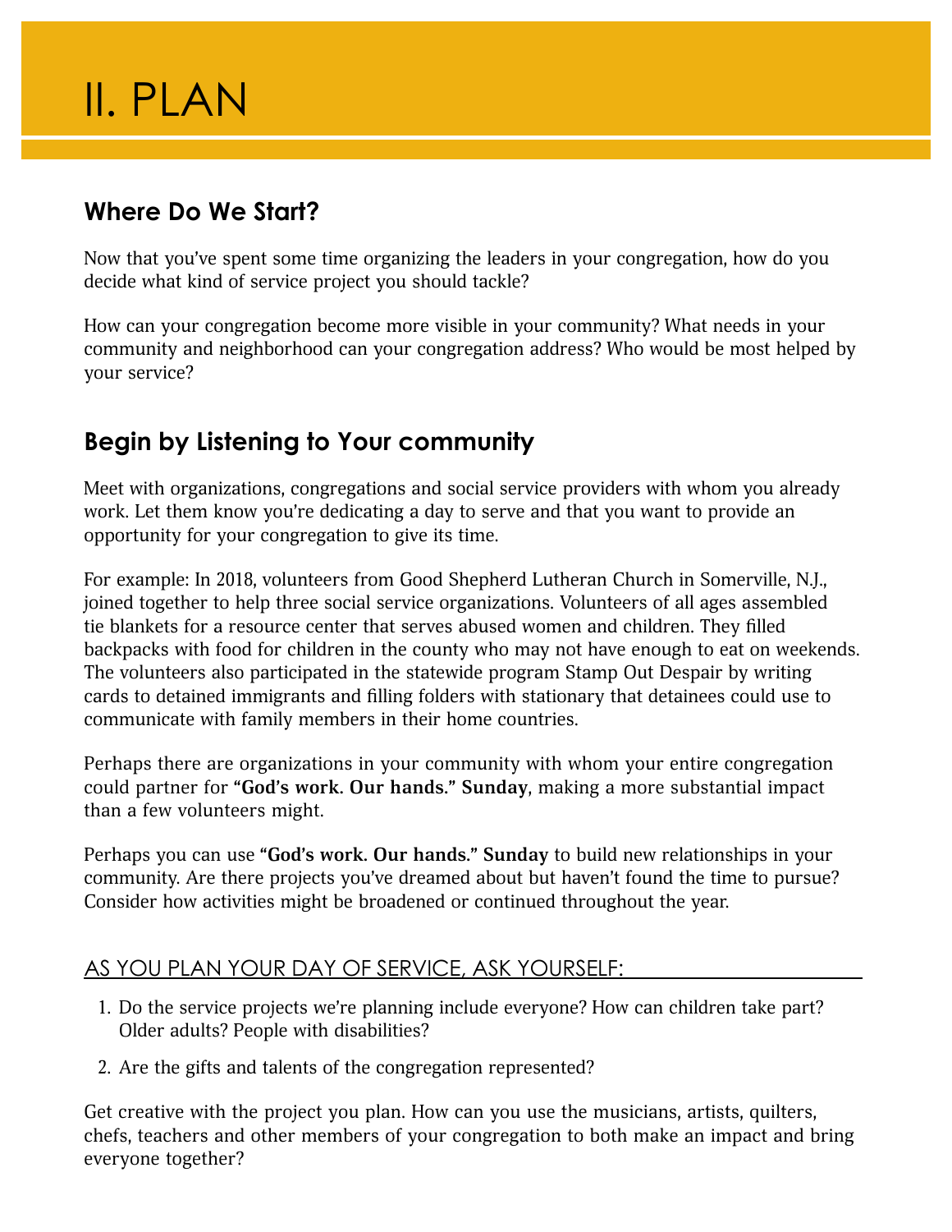# II. PLAN

## Where Do We Start?

Now that you've spent some time organizing the leaders in your congregation, how do you decide what kind of service project you should tackle?

How can your congregation become more visible in your community? What needs in your community and neighborhood can your congregation address? Who would be most helped by your service?

## Begin by Listening to Your community

Meet with organizations, congregations and social service providers with whom you already work. Let them know you're dedicating a day to serve and that you want to provide an opportunity for your congregation to give its time.

For example: In 2018, volunteers from Good Shepherd Lutheran Church in Somerville, N.J., joined together to help three social service organizations. Volunteers of all ages assembled tie blankets for a resource center that serves abused women and children. They filled backpacks with food for children in the county who may not have enough to eat on weekends. The volunteers also participated in the statewide program Stamp Out Despair by writing cards to detained immigrants and filling folders with stationary that detainees could use to communicate with family members in their home countries.

Perhaps there are organizations in your community with whom your entire congregation could partner for **"God's work. Our hands." Sunday**, making a more substantial impact than a few volunteers might.

Perhaps you can use **"God's work. Our hands." Sunday** to build new relationships in your community. Are there projects you've dreamed about but haven't found the time to pursue? Consider how activities might be broadened or continued throughout the year.

### AS YOU PLAN YOUR DAY OF SERVICE, ASK YOURSELF:

1. Do the service projects we're planning include everyone? How can children take part? Older adults? People with disabilities?
2. Are the gifts and talents of the congregation represented?

Get creative with the project you plan. How can you use the musicians, artists, quilters, chefs, teachers and other members of your congregation to both make an impact and bring everyone together?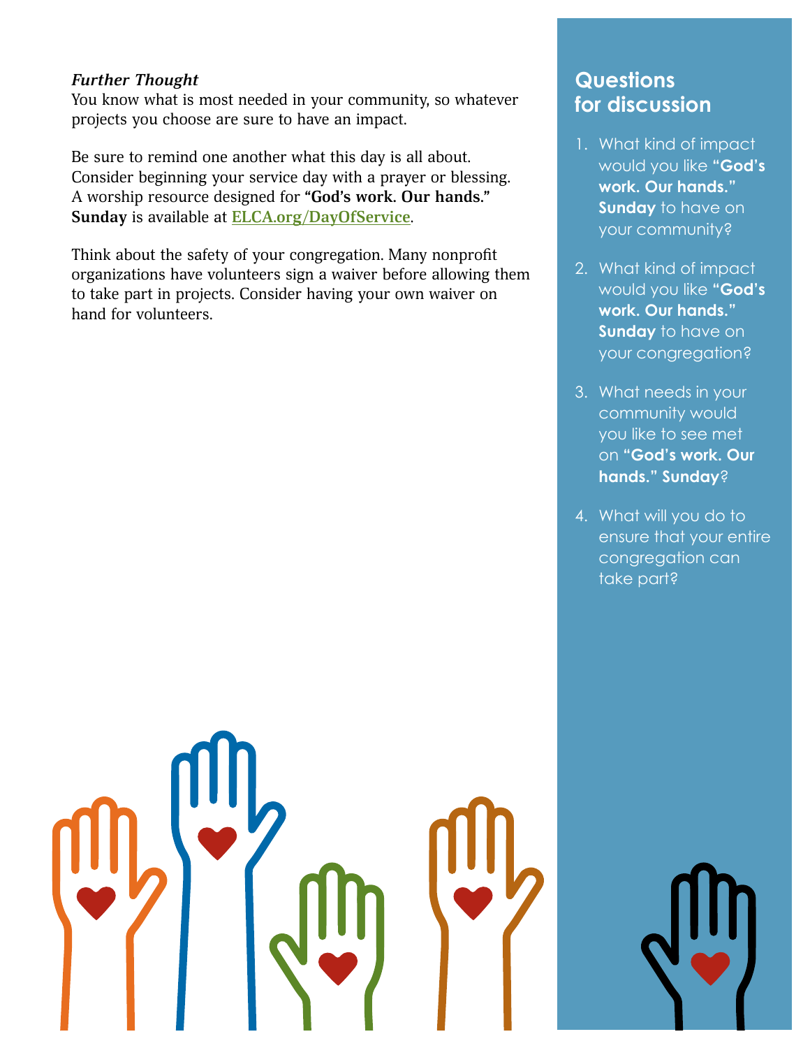***Further Thought***

You know what is most needed in your community, so whatever projects you choose are sure to have an impact.

Be sure to remind one another what this day is all about. Consider beginning your service day with a prayer or blessing. A worship resource designed for **"God's work. Our hands." Sunday** is available at **ELCA.org/DayOfService**.

Think about the safety of your congregation. Many nonprofit organizations have volunteers sign a waiver before allowing them to take part in projects. Consider having your own waiver on hand for volunteers.

## Questions for discussion

1. What kind of impact would you like **"God's work. Our hands." Sunday** to have on your community?
2. What kind of impact would you like **"God's work. Our hands." Sunday** to have on your congregation?
3. What needs in your community would you like to see met on **"God's work. Our hands." Sunday**?
4. What will you do to ensure that your entire congregation can take part?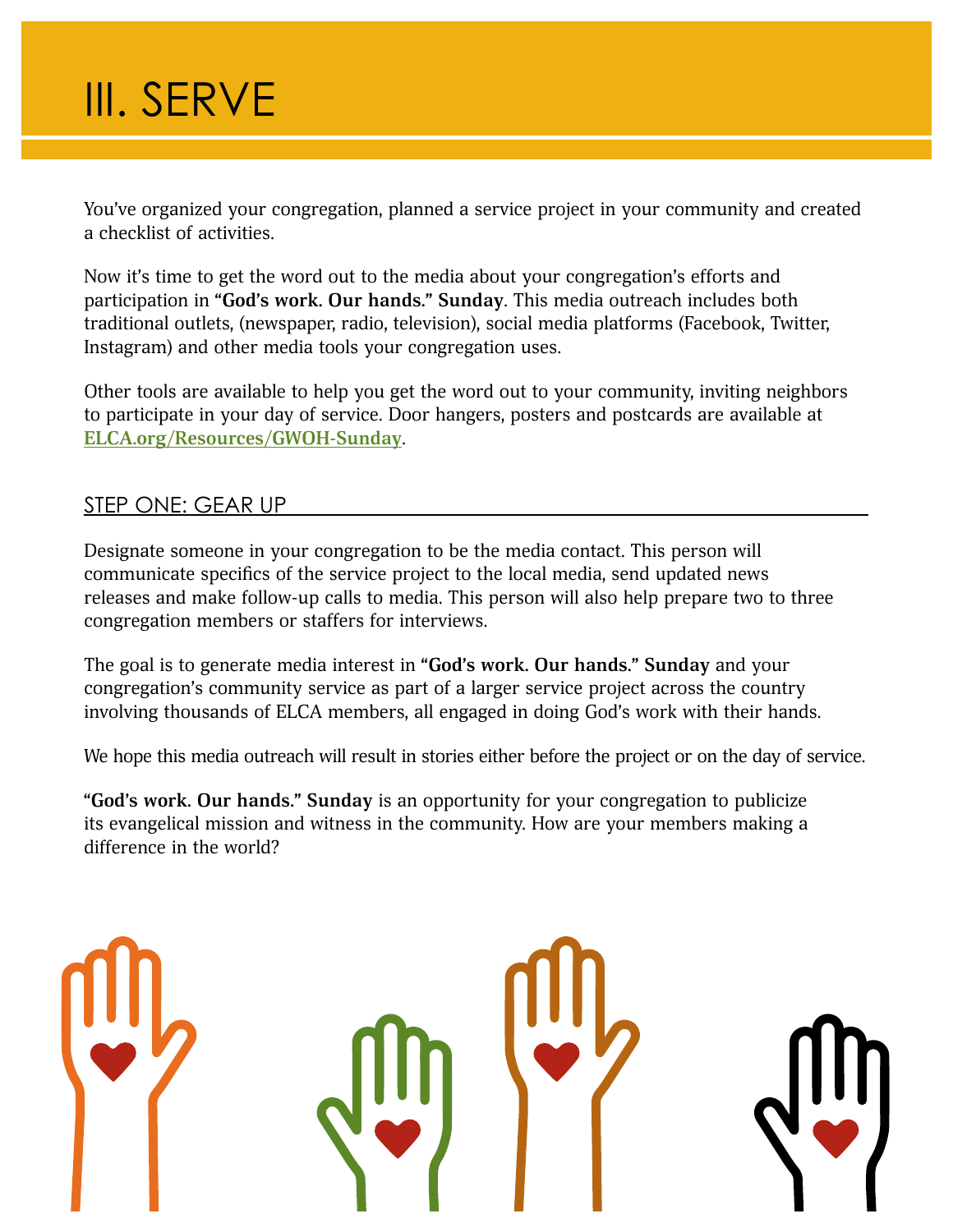# III. SERVE

You've organized your congregation, planned a service project in your community and created a checklist of activities.

Now it's time to get the word out to the media about your congregation's efforts and participation in **"God's work. Our hands." Sunday**. This media outreach includes both traditional outlets, (newspaper, radio, television), social media platforms (Facebook, Twitter, Instagram) and other media tools your congregation uses.

Other tools are available to help you get the word out to your community, inviting neighbors to participate in your day of service. Door hangers, posters and postcards are available at **ELCA.org/Resources/GWOH-Sunday**.

## STEP ONE: GEAR UP

Designate someone in your congregation to be the media contact. This person will communicate specifics of the service project to the local media, send updated news releases and make follow-up calls to media. This person will also help prepare two to three congregation members or staffers for interviews.

The goal is to generate media interest in **"God's work. Our hands." Sunday** and your congregation's community service as part of a larger service project across the country involving thousands of ELCA members, all engaged in doing God's work with their hands.

We hope this media outreach will result in stories either before the project or on the day of service.

**"God's work. Our hands." Sunday** is an opportunity for your congregation to publicize its evangelical mission and witness in the community. How are your members making a difference in the world?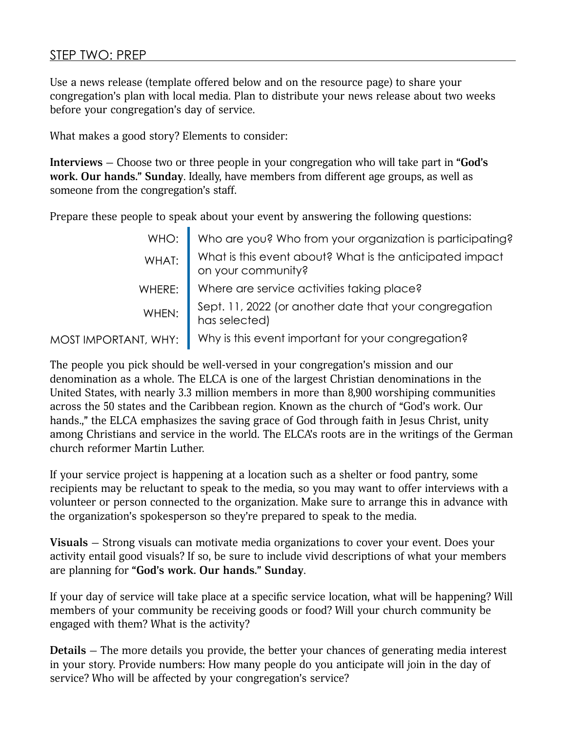## STEP TWO: PREP

Use a news release (template offered below and on the resource page) to share your congregation's plan with local media. Plan to distribute your news release about two weeks before your congregation's day of service.

What makes a good story? Elements to consider:

**Interviews** – Choose two or three people in your congregation who will take part in **"God's work. Our hands." Sunday**. Ideally, have members from different age groups, as well as someone from the congregation's staff.

Prepare these people to speak about your event by answering the following questions:

| | |
|---|---|
| WHO: | Who are you? Who from your organization is participating? |
| WHAT: | What is this event about? What is the anticipated impact on your community? |
| WHERE: | Where are service activities taking place? |
| WHEN: | Sept. 11, 2022 (or another date that your congregation has selected) |
| MOST IMPORTANT, WHY: | Why is this event important for your congregation? |

The people you pick should be well-versed in your congregation's mission and our denomination as a whole. The ELCA is one of the largest Christian denominations in the United States, with nearly 3.3 million members in more than 8,900 worshiping communities across the 50 states and the Caribbean region. Known as the church of "God's work. Our hands.," the ELCA emphasizes the saving grace of God through faith in Jesus Christ, unity among Christians and service in the world. The ELCA's roots are in the writings of the German church reformer Martin Luther.

If your service project is happening at a location such as a shelter or food pantry, some recipients may be reluctant to speak to the media, so you may want to offer interviews with a volunteer or person connected to the organization. Make sure to arrange this in advance with the organization's spokesperson so they're prepared to speak to the media.

**Visuals** – Strong visuals can motivate media organizations to cover your event. Does your activity entail good visuals? If so, be sure to include vivid descriptions of what your members are planning for **"God's work. Our hands." Sunday**.

If your day of service will take place at a specific service location, what will be happening? Will members of your community be receiving goods or food? Will your church community be engaged with them? What is the activity?

**Details** – The more details you provide, the better your chances of generating media interest in your story. Provide numbers: How many people do you anticipate will join in the day of service? Who will be affected by your congregation's service?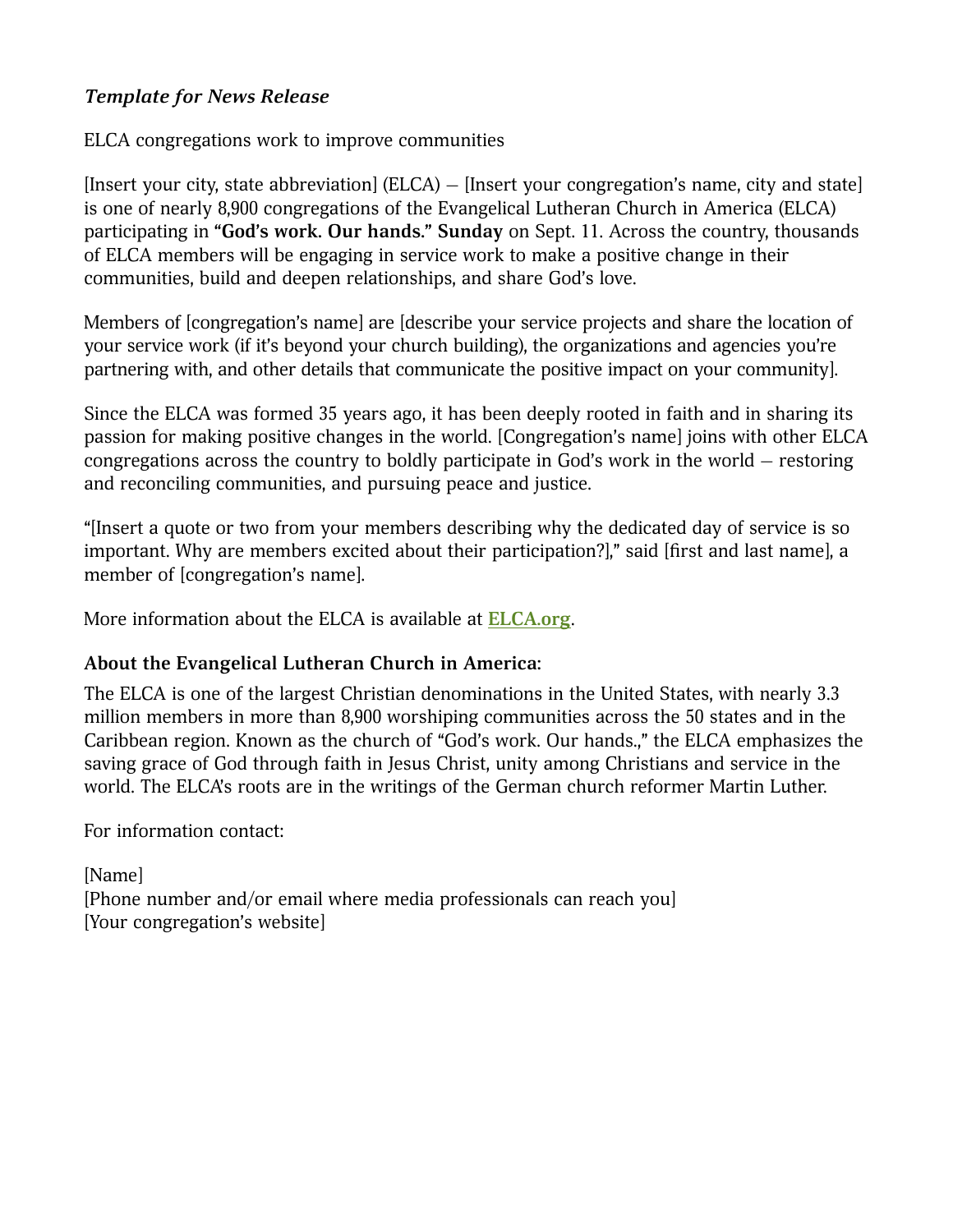***Template for News Release***

ELCA congregations work to improve communities

[Insert your city, state abbreviation] (ELCA) – [Insert your congregation's name, city and state] is one of nearly 8,900 congregations of the Evangelical Lutheran Church in America (ELCA) participating in **"God's work. Our hands." Sunday** on Sept. 11. Across the country, thousands of ELCA members will be engaging in service work to make a positive change in their communities, build and deepen relationships, and share God's love.

Members of [congregation's name] are [describe your service projects and share the location of your service work (if it's beyond your church building), the organizations and agencies you're partnering with, and other details that communicate the positive impact on your community].

Since the ELCA was formed 35 years ago, it has been deeply rooted in faith and in sharing its passion for making positive changes in the world. [Congregation's name] joins with other ELCA congregations across the country to boldly participate in God's work in the world – restoring and reconciling communities, and pursuing peace and justice.

"[Insert a quote or two from your members describing why the dedicated day of service is so important. Why are members excited about their participation?]," said [first and last name], a member of [congregation's name].

More information about the ELCA is available at **ELCA.org**.

**About the Evangelical Lutheran Church in America:**

The ELCA is one of the largest Christian denominations in the United States, with nearly 3.3 million members in more than 8,900 worshiping communities across the 50 states and in the Caribbean region. Known as the church of "God's work. Our hands.," the ELCA emphasizes the saving grace of God through faith in Jesus Christ, unity among Christians and service in the world. The ELCA's roots are in the writings of the German church reformer Martin Luther.

For information contact:

[Name]
[Phone number and/or email where media professionals can reach you]
[Your congregation's website]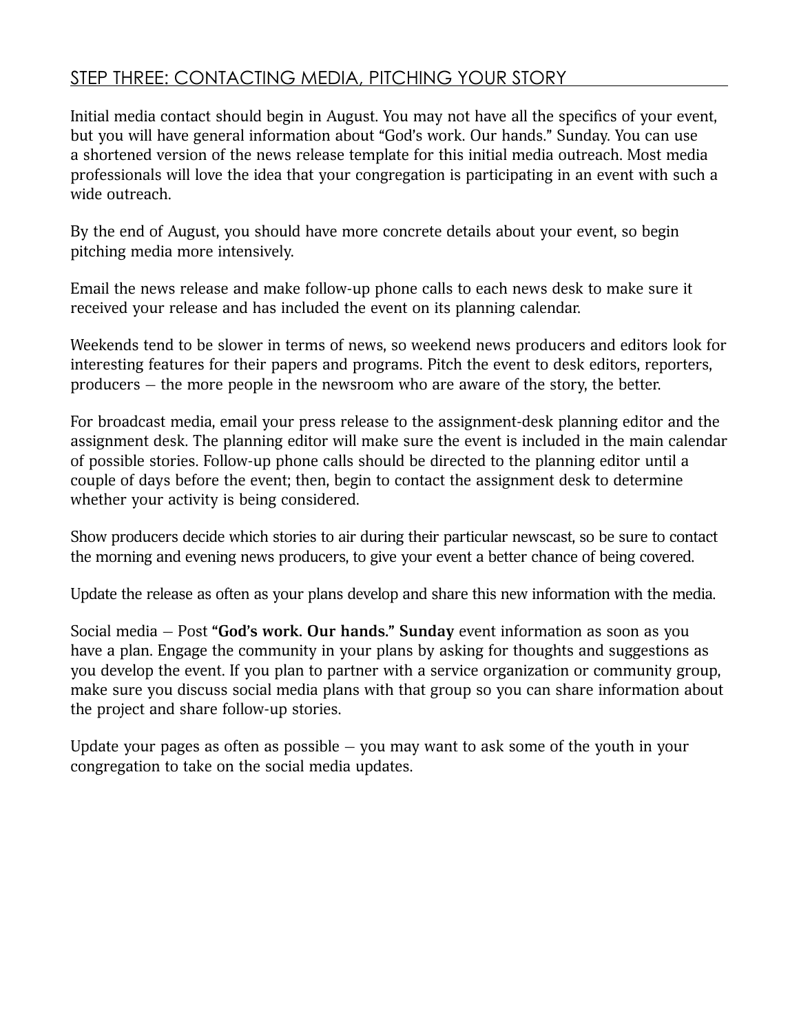## STEP THREE: CONTACTING MEDIA, PITCHING YOUR STORY

Initial media contact should begin in August. You may not have all the specifics of your event, but you will have general information about "God's work. Our hands." Sunday. You can use a shortened version of the news release template for this initial media outreach. Most media professionals will love the idea that your congregation is participating in an event with such a wide outreach.

By the end of August, you should have more concrete details about your event, so begin pitching media more intensively.

Email the news release and make follow-up phone calls to each news desk to make sure it received your release and has included the event on its planning calendar.

Weekends tend to be slower in terms of news, so weekend news producers and editors look for interesting features for their papers and programs. Pitch the event to desk editors, reporters, producers – the more people in the newsroom who are aware of the story, the better.

For broadcast media, email your press release to the assignment-desk planning editor and the assignment desk. The planning editor will make sure the event is included in the main calendar of possible stories. Follow-up phone calls should be directed to the planning editor until a couple of days before the event; then, begin to contact the assignment desk to determine whether your activity is being considered.

Show producers decide which stories to air during their particular newscast, so be sure to contact the morning and evening news producers, to give your event a better chance of being covered.

Update the release as often as your plans develop and share this new information with the media.

Social media – Post **"God's work. Our hands." Sunday** event information as soon as you have a plan. Engage the community in your plans by asking for thoughts and suggestions as you develop the event. If you plan to partner with a service organization or community group, make sure you discuss social media plans with that group so you can share information about the project and share follow-up stories.

Update your pages as often as possible – you may want to ask some of the youth in your congregation to take on the social media updates.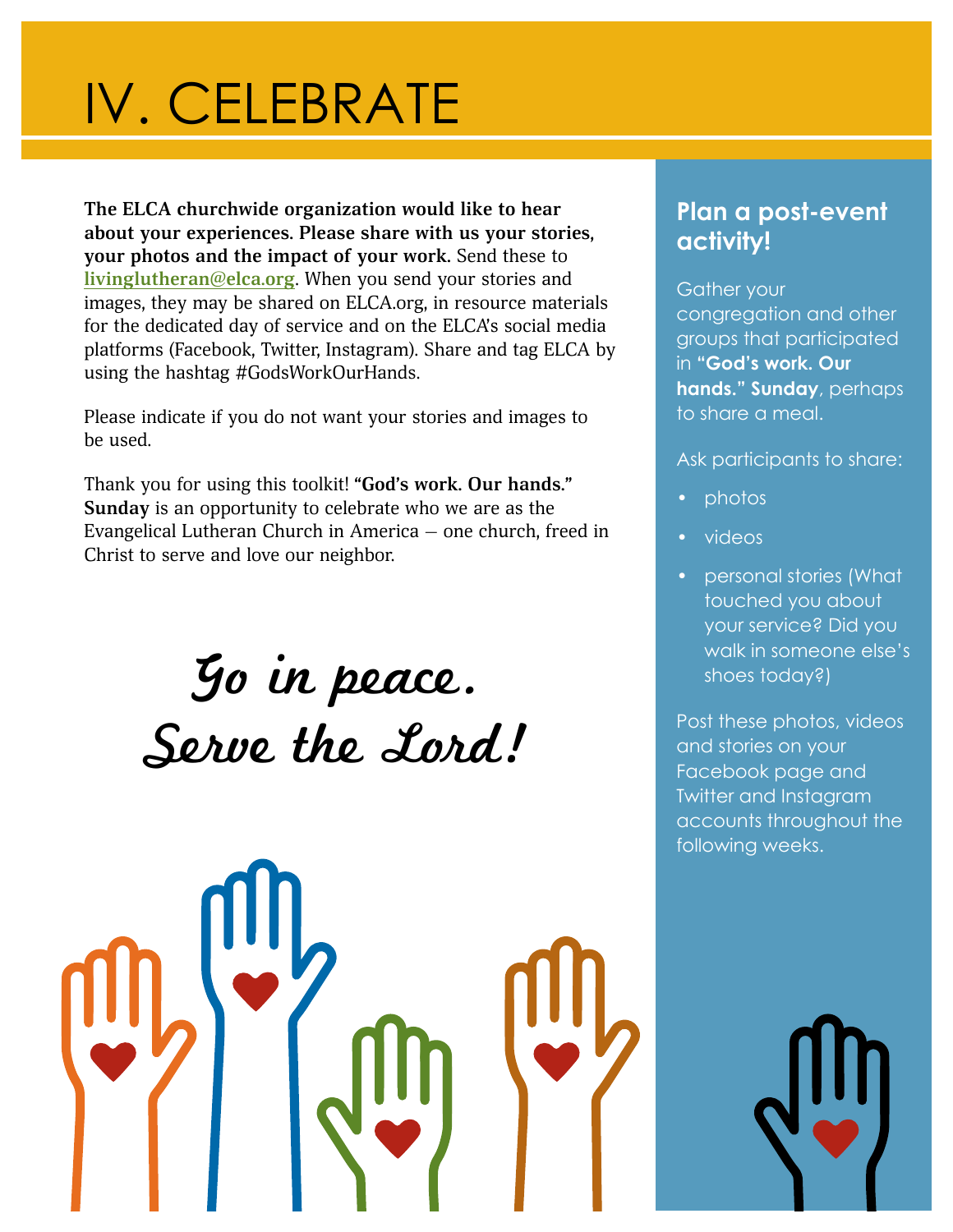# IV. CELEBRATE

**The ELCA churchwide organization would like to hear about your experiences. Please share with us your stories, your photos and the impact of your work.** Send these to livinglutheran@elca.org. When you send your stories and images, they may be shared on ELCA.org, in resource materials for the dedicated day of service and on the ELCA's social media platforms (Facebook, Twitter, Instagram). Share and tag ELCA by using the hashtag #GodsWorkOurHands.

Please indicate if you do not want your stories and images to be used.

Thank you for using this toolkit! **"God's work. Our hands." Sunday** is an opportunity to celebrate who we are as the Evangelical Lutheran Church in America — one church, freed in Christ to serve and love our neighbor.

*Go in peace.*
*Serve the Lord!*

## Plan a post-event activity!

Gather your congregation and other groups that participated in **"God's work. Our hands." Sunday**, perhaps to share a meal.

Ask participants to share:

- photos
- videos
- personal stories (What touched you about your service? Did you walk in someone else's shoes today?)

Post these photos, videos and stories on your Facebook page and Twitter and Instagram accounts throughout the following weeks.